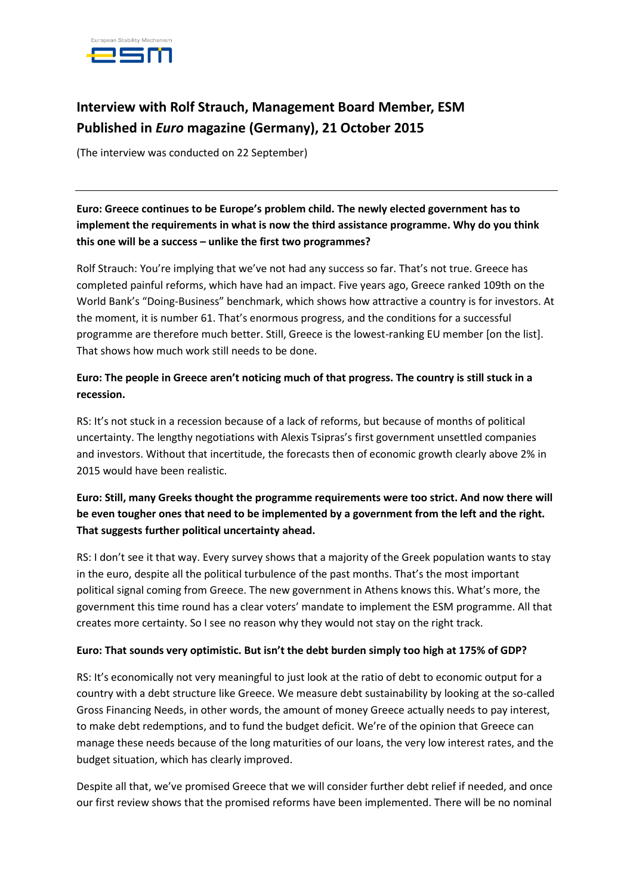# Interview with Rolf Strauch, Management Board Member, ESM
# Published in *Euro* magazine (Germany), 21 October 2015

(The interview was conducted on 22 September)

---

**Euro: Greece continues to be Europe's problem child. The newly elected government has to implement the requirements in what is now the third assistance programme. Why do you think this one will be a success – unlike the first two programmes?**

Rolf Strauch: You're implying that we've not had any success so far. That's not true. Greece has completed painful reforms, which have had an impact. Five years ago, Greece ranked 109th on the World Bank's "Doing-Business" benchmark, which shows how attractive a country is for investors. At the moment, it is number 61. That's enormous progress, and the conditions for a successful programme are therefore much better. Still, Greece is the lowest-ranking EU member [on the list]. That shows how much work still needs to be done.

**Euro: The people in Greece aren't noticing much of that progress. The country is still stuck in a recession.**

RS: It's not stuck in a recession because of a lack of reforms, but because of months of political uncertainty. The lengthy negotiations with Alexis Tsipras's first government unsettled companies and investors. Without that incertitude, the forecasts then of economic growth clearly above 2% in 2015 would have been realistic.

**Euro: Still, many Greeks thought the programme requirements were too strict. And now there will be even tougher ones that need to be implemented by a government from the left and the right. That suggests further political uncertainty ahead.**

RS: I don't see it that way. Every survey shows that a majority of the Greek population wants to stay in the euro, despite all the political turbulence of the past months. That's the most important political signal coming from Greece. The new government in Athens knows this. What's more, the government this time round has a clear voters' mandate to implement the ESM programme. All that creates more certainty. So I see no reason why they would not stay on the right track.

**Euro: That sounds very optimistic. But isn't the debt burden simply too high at 175% of GDP?**

RS: It's economically not very meaningful to just look at the ratio of debt to economic output for a country with a debt structure like Greece. We measure debt sustainability by looking at the so-called Gross Financing Needs, in other words, the amount of money Greece actually needs to pay interest, to make debt redemptions, and to fund the budget deficit. We're of the opinion that Greece can manage these needs because of the long maturities of our loans, the very low interest rates, and the budget situation, which has clearly improved.

Despite all that, we've promised Greece that we will consider further debt relief if needed, and once our first review shows that the promised reforms have been implemented. There will be no nominal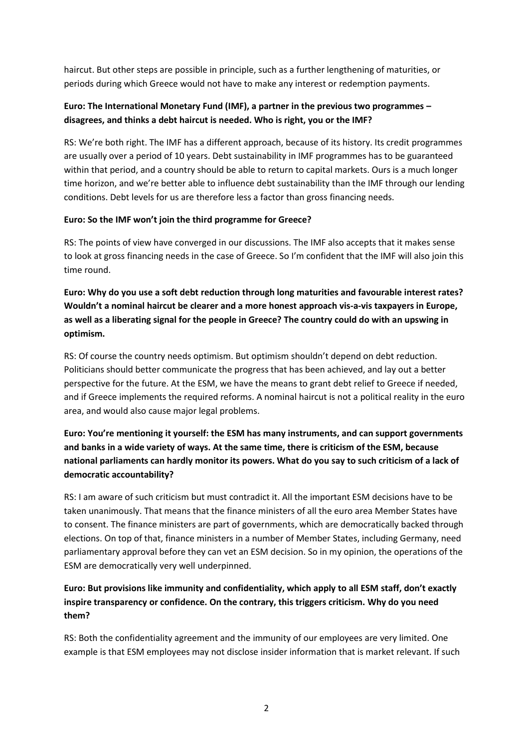haircut. But other steps are possible in principle, such as a further lengthening of maturities, or periods during which Greece would not have to make any interest or redemption payments.

**Euro: The International Monetary Fund (IMF), a partner in the previous two programmes – disagrees, and thinks a debt haircut is needed. Who is right, you or the IMF?**

RS: We're both right. The IMF has a different approach, because of its history. Its credit programmes are usually over a period of 10 years. Debt sustainability in IMF programmes has to be guaranteed within that period, and a country should be able to return to capital markets. Ours is a much longer time horizon, and we're better able to influence debt sustainability than the IMF through our lending conditions. Debt levels for us are therefore less a factor than gross financing needs.

**Euro: So the IMF won't join the third programme for Greece?**

RS: The points of view have converged in our discussions. The IMF also accepts that it makes sense to look at gross financing needs in the case of Greece. So I'm confident that the IMF will also join this time round.

**Euro: Why do you use a soft debt reduction through long maturities and favourable interest rates? Wouldn't a nominal haircut be clearer and a more honest approach vis-a-vis taxpayers in Europe, as well as a liberating signal for the people in Greece? The country could do with an upswing in optimism.**

RS: Of course the country needs optimism. But optimism shouldn't depend on debt reduction. Politicians should better communicate the progress that has been achieved, and lay out a better perspective for the future. At the ESM, we have the means to grant debt relief to Greece if needed, and if Greece implements the required reforms. A nominal haircut is not a political reality in the euro area, and would also cause major legal problems.

**Euro: You're mentioning it yourself: the ESM has many instruments, and can support governments and banks in a wide variety of ways. At the same time, there is criticism of the ESM, because national parliaments can hardly monitor its powers. What do you say to such criticism of a lack of democratic accountability?**

RS: I am aware of such criticism but must contradict it. All the important ESM decisions have to be taken unanimously. That means that the finance ministers of all the euro area Member States have to consent. The finance ministers are part of governments, which are democratically backed through elections. On top of that, finance ministers in a number of Member States, including Germany, need parliamentary approval before they can vet an ESM decision. So in my opinion, the operations of the ESM are democratically very well underpinned.

**Euro: But provisions like immunity and confidentiality, which apply to all ESM staff, don't exactly inspire transparency or confidence. On the contrary, this triggers criticism. Why do you need them?**

RS: Both the confidentiality agreement and the immunity of our employees are very limited. One example is that ESM employees may not disclose insider information that is market relevant. If such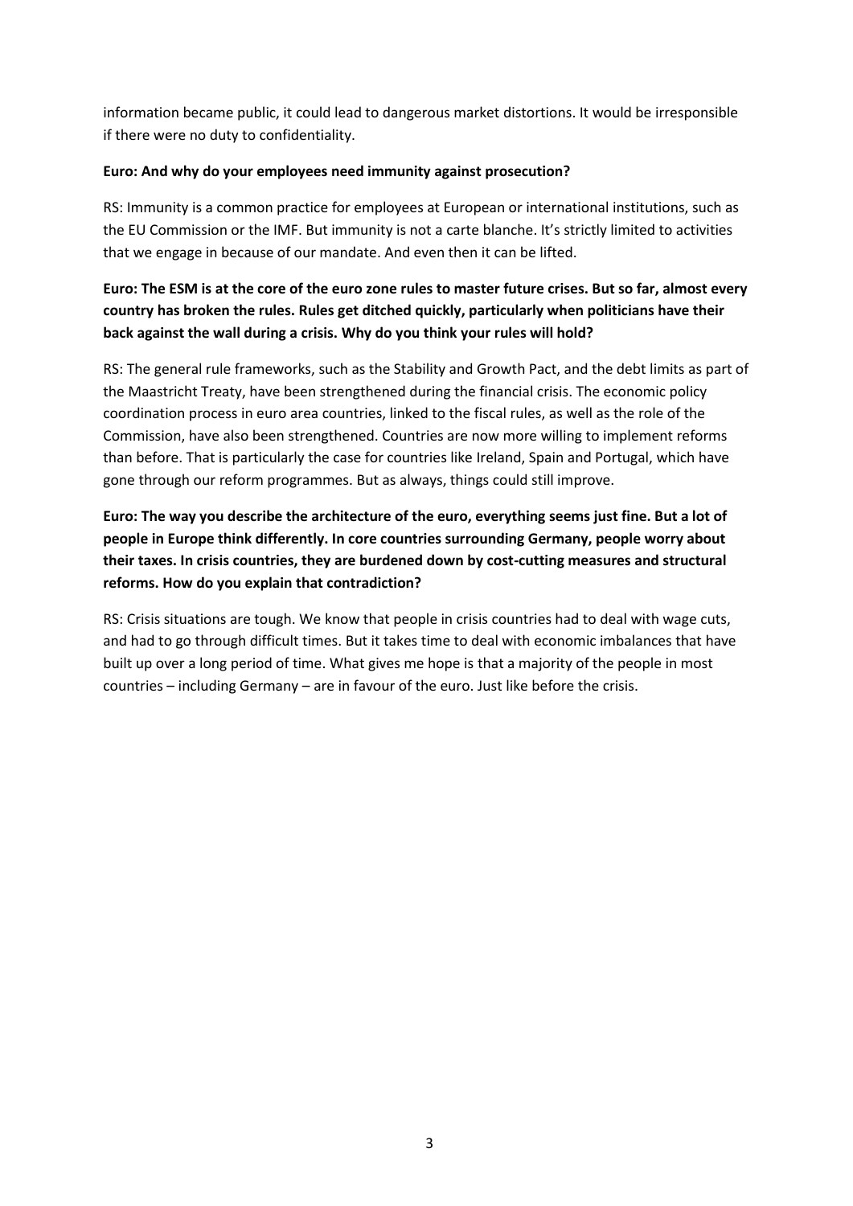information became public, it could lead to dangerous market distortions. It would be irresponsible if there were no duty to confidentiality.

**Euro: And why do your employees need immunity against prosecution?**

RS: Immunity is a common practice for employees at European or international institutions, such as the EU Commission or the IMF. But immunity is not a carte blanche. It's strictly limited to activities that we engage in because of our mandate. And even then it can be lifted.

**Euro: The ESM is at the core of the euro zone rules to master future crises. But so far, almost every country has broken the rules. Rules get ditched quickly, particularly when politicians have their back against the wall during a crisis. Why do you think your rules will hold?**

RS: The general rule frameworks, such as the Stability and Growth Pact, and the debt limits as part of the Maastricht Treaty, have been strengthened during the financial crisis. The economic policy coordination process in euro area countries, linked to the fiscal rules, as well as the role of the Commission, have also been strengthened. Countries are now more willing to implement reforms than before. That is particularly the case for countries like Ireland, Spain and Portugal, which have gone through our reform programmes. But as always, things could still improve.

**Euro: The way you describe the architecture of the euro, everything seems just fine. But a lot of people in Europe think differently. In core countries surrounding Germany, people worry about their taxes. In crisis countries, they are burdened down by cost-cutting measures and structural reforms. How do you explain that contradiction?**

RS: Crisis situations are tough. We know that people in crisis countries had to deal with wage cuts, and had to go through difficult times. But it takes time to deal with economic imbalances that have built up over a long period of time. What gives me hope is that a majority of the people in most countries – including Germany – are in favour of the euro. Just like before the crisis.